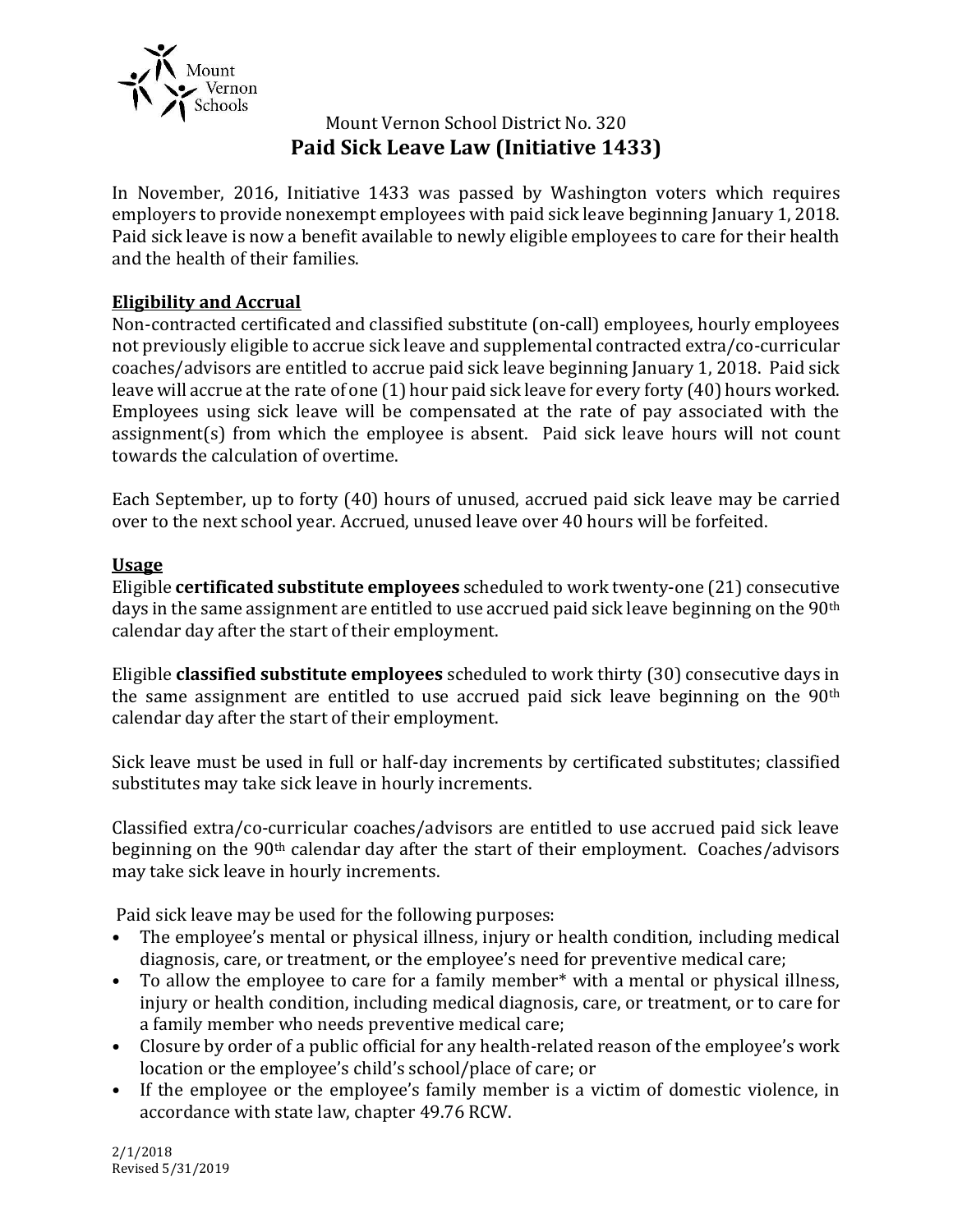Mount Vernon Schools

Mount Vernon School District No. 320

# Paid Sick Leave Law (Initiative 1433)

In November, 2016, Initiative 1433 was passed by Washington voters which requires employers to provide nonexempt employees with paid sick leave beginning January 1, 2018. Paid sick leave is now a benefit available to newly eligible employees to care for their health and the health of their families.

## Eligibility and Accrual

Non-contracted certificated and classified substitute (on-call) employees, hourly employees not previously eligible to accrue sick leave and supplemental contracted extra/co-curricular coaches/advisors are entitled to accrue paid sick leave beginning January 1, 2018. Paid sick leave will accrue at the rate of one (1) hour paid sick leave for every forty (40) hours worked. Employees using sick leave will be compensated at the rate of pay associated with the assignment(s) from which the employee is absent. Paid sick leave hours will not count towards the calculation of overtime.

Each September, up to forty (40) hours of unused, accrued paid sick leave may be carried over to the next school year. Accrued, unused leave over 40 hours will be forfeited.

## Usage

Eligible **certificated substitute employees** scheduled to work twenty-one (21) consecutive days in the same assignment are entitled to use accrued paid sick leave beginning on the 90th calendar day after the start of their employment.

Eligible **classified substitute employees** scheduled to work thirty (30) consecutive days in the same assignment are entitled to use accrued paid sick leave beginning on the 90th calendar day after the start of their employment.

Sick leave must be used in full or half-day increments by certificated substitutes; classified substitutes may take sick leave in hourly increments.

Classified extra/co-curricular coaches/advisors are entitled to use accrued paid sick leave beginning on the 90th calendar day after the start of their employment. Coaches/advisors may take sick leave in hourly increments.

Paid sick leave may be used for the following purposes:

- The employee's mental or physical illness, injury or health condition, including medical diagnosis, care, or treatment, or the employee's need for preventive medical care;
- To allow the employee to care for a family member* with a mental or physical illness, injury or health condition, including medical diagnosis, care, or treatment, or to care for a family member who needs preventive medical care;
- Closure by order of a public official for any health-related reason of the employee's work location or the employee's child's school/place of care; or
- If the employee or the employee's family member is a victim of domestic violence, in accordance with state law, chapter 49.76 RCW.

2/1/2018
Revised 5/31/2019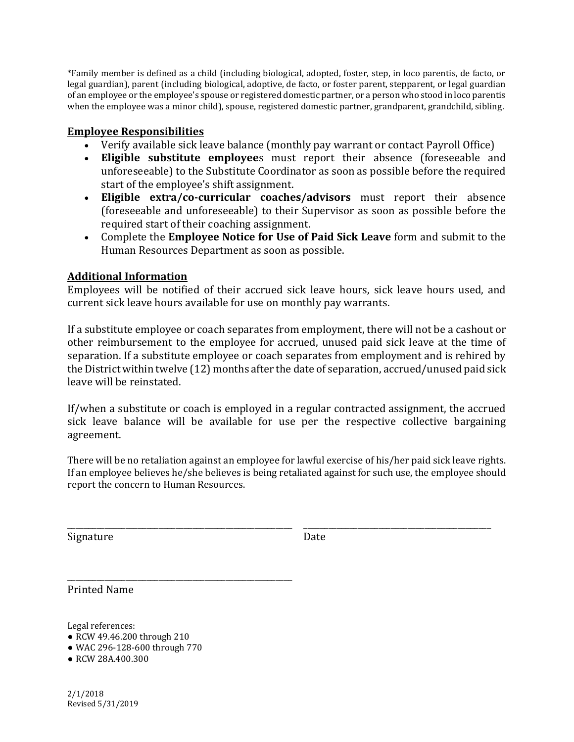*Family member is defined as a child (including biological, adopted, foster, step, in loco parentis, de facto, or legal guardian), parent (including biological, adoptive, de facto, or foster parent, stepparent, or legal guardian of an employee or the employee's spouse or registered domestic partner, or a person who stood in loco parentis when the employee was a minor child), spouse, registered domestic partner, grandparent, grandchild, sibling.

## Employee Responsibilities

- Verify available sick leave balance (monthly pay warrant or contact Payroll Office)
- **Eligible substitute employee**s must report their absence (foreseeable and unforeseeable) to the Substitute Coordinator as soon as possible before the required start of the employee's shift assignment.
- **Eligible extra/co-curricular coaches/advisors** must report their absence (foreseeable and unforeseeable) to their Supervisor as soon as possible before the required start of their coaching assignment.
- Complete the **Employee Notice for Use of Paid Sick Leave** form and submit to the Human Resources Department as soon as possible.

## Additional Information

Employees will be notified of their accrued sick leave hours, sick leave hours used, and current sick leave hours available for use on monthly pay warrants.

If a substitute employee or coach separates from employment, there will not be a cashout or other reimbursement to the employee for accrued, unused paid sick leave at the time of separation. If a substitute employee or coach separates from employment and is rehired by the District within twelve (12) months after the date of separation, accrued/unused paid sick leave will be reinstated.

If/when a substitute or coach is employed in a regular contracted assignment, the accrued sick leave balance will be available for use per the respective collective bargaining agreement.

There will be no retaliation against an employee for lawful exercise of his/her paid sick leave rights. If an employee believes he/she believes is being retaliated against for such use, the employee should report the concern to Human Resources.

_______________________________________ _______________________________

Signature Date

_______________________________________

Printed Name

Legal references:

- RCW 49.46.200 through 210
- WAC 296-128-600 through 770
- RCW 28A.400.300

2/1/2018
Revised 5/31/2019